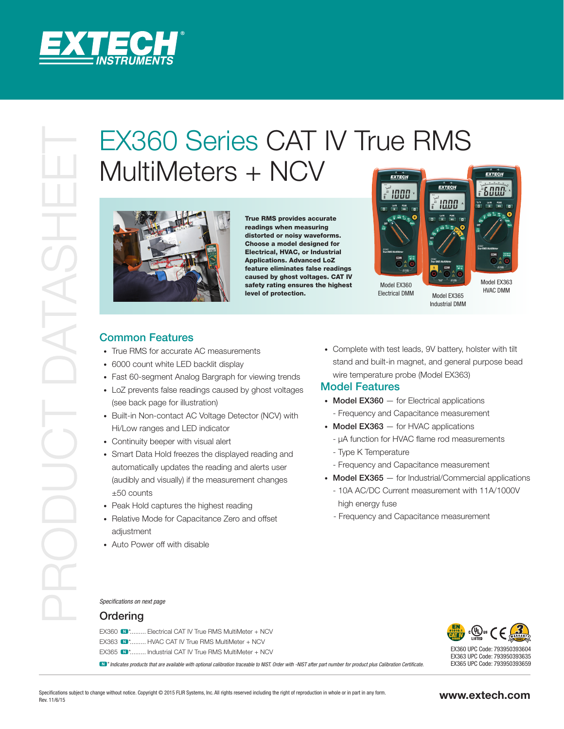# EX360 Series CAT IV True RMS MultiMeters + NCV

**True RMS provides accurate readings when measuring distorted or noisy waveforms. Choose a model designed for Electrical, HVAC, or Industrial Applications. Advanced LoZ feature eliminates false readings caused by ghost voltages. CAT IV safety rating ensures the highest level of protection.**

Model EX360 Electrical DMM

Model EX365 Industrial DMM

Model EX363 HVAC DMM

## Common Features

- True RMS for accurate AC measurements
- 6000 count white LED backlit display
- Fast 60-segment Analog Bargraph for viewing trends
- LoZ prevents false readings caused by ghost voltages (see back page for illustration)
- Built-in Non-contact AC Voltage Detector (NCV) with Hi/Low ranges and LED indicator
- Continuity beeper with visual alert
- Smart Data Hold freezes the displayed reading and automatically updates the reading and alerts user (audibly and visually) if the measurement changes ±50 counts
- Peak Hold captures the highest reading
- Relative Mode for Capacitance Zero and offset adjustment
- Auto Power off with disable
- Complete with test leads, 9V battery, holster with tilt stand and built-in magnet, and general purpose bead wire temperature probe (Model EX363)

## Model Features

- **Model EX360** — for Electrical applications
  - Frequency and Capacitance measurement
- **Model EX363** — for HVAC applications
  - µA function for HVAC flame rod measurements
  - Type K Temperature
  - Frequency and Capacitance measurement
- **Model EX365** — for Industrial/Commercial applications
  - 10A AC/DC Current measurement with 11A/1000V high energy fuse
  - Frequency and Capacitance measurement

*Specifications on next page*

## Ordering

EX360 N*......... Electrical CAT IV True RMS MultiMeter + NCV

EX363 N*......... HVAC CAT IV True RMS MultiMeter + NCV

EX365 N*......... Industrial CAT IV True RMS MultiMeter + NCV

*N* Indicates products that are available with optional calibration traceable to NIST. Order with -NIST after part number for product plus Calibration Certificate.*

EX360 UPC Code: 793950393604

EX363 UPC Code: 793950393635

EX365 UPC Code: 793950393659

Specifications subject to change without notice. Copyright © 2015 FLIR Systems, Inc. All rights reserved including the right of reproduction in whole or in part in any form.

Rev. 11/6/15

www.extech.com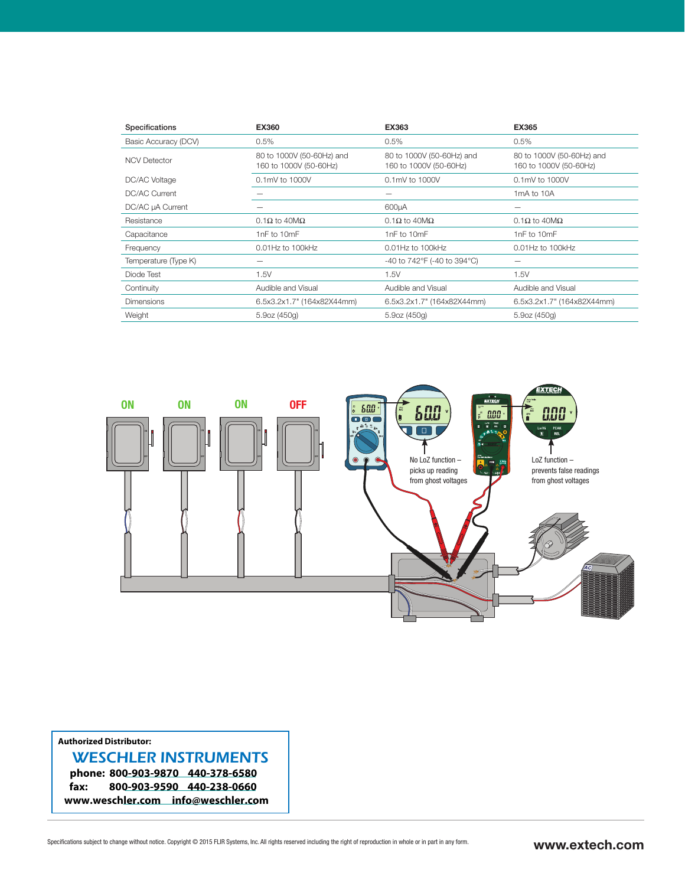| Specifications | EX360 | EX363 | EX365 |
|---|---|---|---|
| Basic Accuracy (DCV) | 0.5% | 0.5% | 0.5% |
| NCV Detector | 80 to 1000V (50-60Hz) and 160 to 1000V (50-60Hz) | 80 to 1000V (50-60Hz) and 160 to 1000V (50-60Hz) | 80 to 1000V (50-60Hz) and 160 to 1000V (50-60Hz) |
| DC/AC Voltage | 0.1mV to 1000V | 0.1mV to 1000V | 0.1mV to 1000V |
| DC/AC Current | — | — | 1mA to 10A |
| DC/AC µA Current | — | 600µA | — |
| Resistance | 0.1Ω to 40MΩ | 0.1Ω to 40MΩ | 0.1Ω to 40MΩ |
| Capacitance | 1nF to 10mF | 1nF to 10mF | 1nF to 10mF |
| Frequency | 0.01Hz to 100kHz | 0.01Hz to 100kHz | 0.01Hz to 100kHz |
| Temperature (Type K) | — | -40 to 742°F (-40 to 394°C) | — |
| Diode Test | 1.5V | 1.5V | 1.5V |
| Continuity | Audible and Visual | Audible and Visual | Audible and Visual |
| Dimensions | 6.5x3.2x1.7" (164x82X44mm) | 6.5x3.2x1.7" (164x82X44mm) | 6.5x3.2x1.7" (164x82X44mm) |
| Weight | 5.9oz (450g) | 5.9oz (450g) | 5.9oz (450g) |

ON ON ON OFF

60.0 V

No LoZ function – picks up reading from ghost voltages

0.00 V

LoZ function – prevents false readings from ghost voltages

**Authorized Distributor:**

**WESCHLER INSTRUMENTS**

**phone: 800-903-9870 440-378-6580**

**fax: 800-903-9590 440-238-0660**

**www.weschler.com info@weschler.com**

Specifications subject to change without notice. Copyright © 2015 FLIR Systems, Inc. All rights reserved including the right of reproduction in whole or in part in any form.

**www.extech.com**